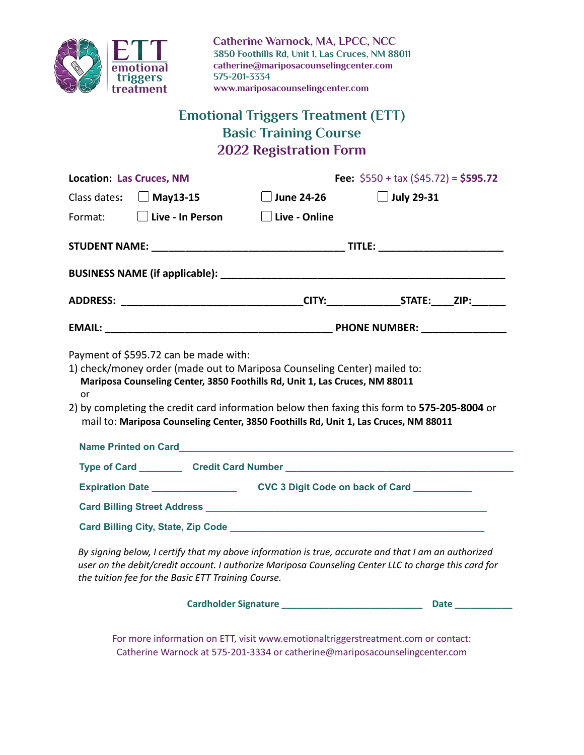ETT emotional triggers treatment

Catherine Warnock, MA, LPCC, NCC
3850 Foothills Rd, Unit 1, Las Cruces, NM 88011
catherine@mariposacounselingcenter.com
575-201-3334
www.mariposacounselingcenter.com

# Emotional Triggers Treatment (ETT)
## Basic Training Course
## 2022 Registration Form

**Location:** Las Cruces, NM **Fee:** $550 + tax ($45.72) = **$595.72**

Class dates: ☐ **May13-15** ☐ **June 24-26** ☐ **July 29-31**

Format: ☐ **Live - In Person** ☐ **Live - Online**

**STUDENT NAME:** ________________________________ **TITLE:** ____________________

**BUSINESS NAME (if applicable):** _____________________________________________

**ADDRESS:** ____________________________**CITY:**____________**STATE:**____**ZIP:**______

**EMAIL:** ______________________________________ **PHONE NUMBER:** ______________

Payment of $595.72 can be made with:

1) check/money order (made out to Mariposa Counseling Center) mailed to:
   **Mariposa Counseling Center, 3850 Foothills Rd, Unit 1, Las Cruces, NM 88011**
   or
2) by completing the credit card information below then faxing this form to **575-205-8004** or mail to: **Mariposa Counseling Center, 3850 Foothills Rd, Unit 1, Las Cruces, NM 88011**

**Name Printed on Card**__________________________________________________________

**Type of Card** ________ **Credit Card Number** _______________________________________

**Expiration Date** _______________ **CVC 3 Digit Code on back of Card** __________

**Card Billing Street Address** ______________________________________________

**Card Billing City, State, Zip Code** ___________________________________________

*By signing below, I certify that my above information is true, accurate and that I am an authorized user on the debit/credit account. I authorize Mariposa Counseling Center LLC to charge this card for the tuition fee for the Basic ETT Training Course.*

**Cardholder Signature** __________________________ **Date** __________

For more information on ETT, visit www.emotionaltriggerstreatment.com or contact: Catherine Warnock at 575-201-3334 or catherine@mariposacounselingcenter.com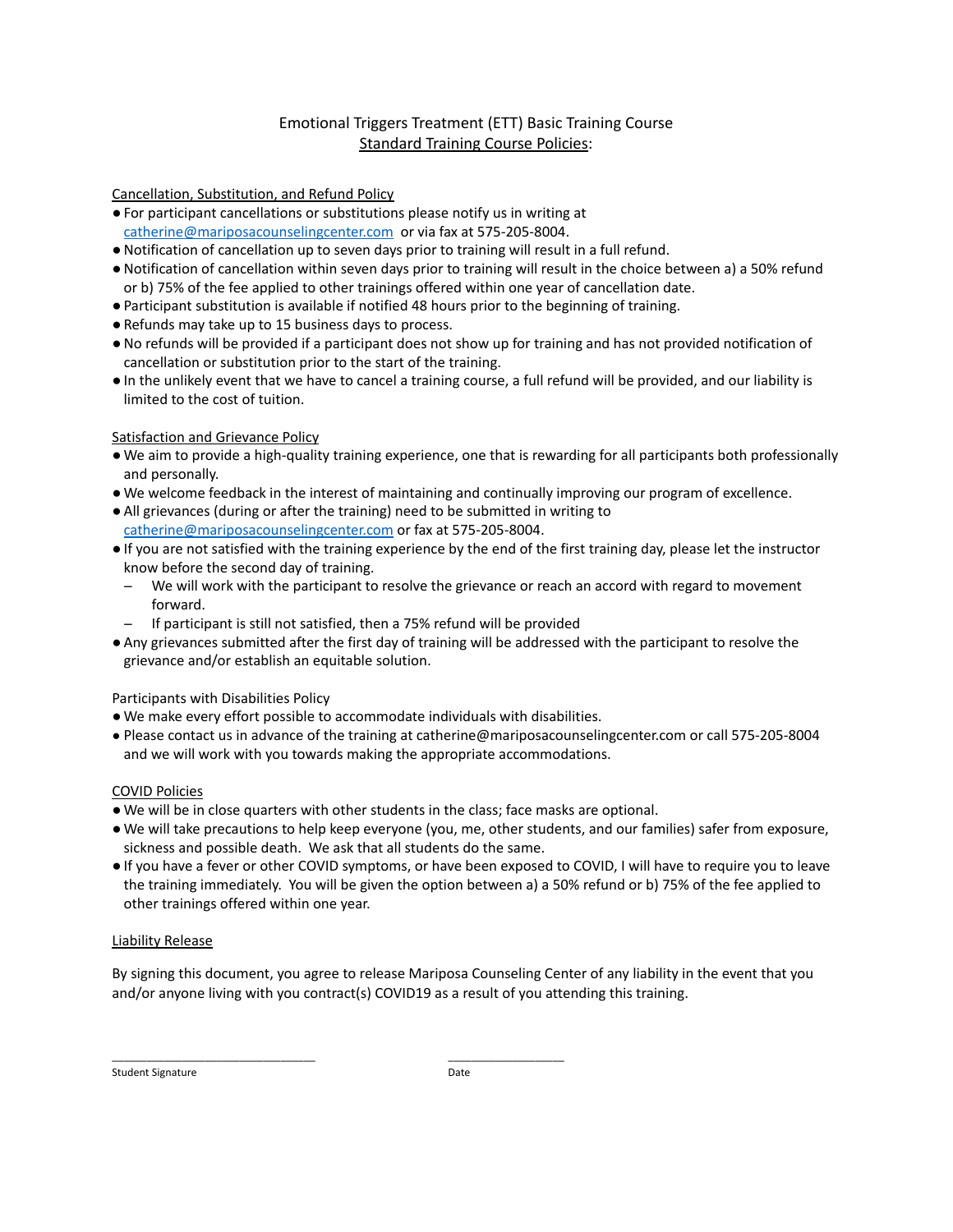# Emotional Triggers Treatment (ETT) Basic Training Course

## Standard Training Course Policies:

### Cancellation, Substitution, and Refund Policy

- For participant cancellations or substitutions please notify us in writing at catherine@mariposacounselingcenter.com or via fax at 575-205-8004.
- Notification of cancellation up to seven days prior to training will result in a full refund.
- Notification of cancellation within seven days prior to training will result in the choice between a) a 50% refund or b) 75% of the fee applied to other trainings offered within one year of cancellation date.
- Participant substitution is available if notified 48 hours prior to the beginning of training.
- Refunds may take up to 15 business days to process.
- No refunds will be provided if a participant does not show up for training and has not provided notification of cancellation or substitution prior to the start of the training.
- In the unlikely event that we have to cancel a training course, a full refund will be provided, and our liability is limited to the cost of tuition.

### Satisfaction and Grievance Policy

- We aim to provide a high-quality training experience, one that is rewarding for all participants both professionally and personally.
- We welcome feedback in the interest of maintaining and continually improving our program of excellence.
- All grievances (during or after the training) need to be submitted in writing to catherine@mariposacounselingcenter.com or fax at 575-205-8004.
- If you are not satisfied with the training experience by the end of the first training day, please let the instructor know before the second day of training.
  - We will work with the participant to resolve the grievance or reach an accord with regard to movement forward.
  - If participant is still not satisfied, then a 75% refund will be provided
- Any grievances submitted after the first day of training will be addressed with the participant to resolve the grievance and/or establish an equitable solution.

### Participants with Disabilities Policy

- We make every effort possible to accommodate individuals with disabilities.
- Please contact us in advance of the training at catherine@mariposacounselingcenter.com or call 575-205-8004 and we will work with you towards making the appropriate accommodations.

### COVID Policies

- We will be in close quarters with other students in the class; face masks are optional.
- We will take precautions to help keep everyone (you, me, other students, and our families) safer from exposure, sickness and possible death. We ask that all students do the same.
- If you have a fever or other COVID symptoms, or have been exposed to COVID, I will have to require you to leave the training immediately. You will be given the option between a) a 50% refund or b) 75% of the fee applied to other trainings offered within one year.

### Liability Release

By signing this document, you agree to release Mariposa Counseling Center of any liability in the event that you and/or anyone living with you contract(s) COVID19 as a result of you attending this training.

\_\_\_\_\_\_\_\_\_\_\_\_\_\_\_\_\_\_\_\_\_\_\_\_\_\_\_\_\_\_ \_\_\_\_\_\_\_\_\_\_\_\_\_\_\_\_\_\_

Student Signature Date